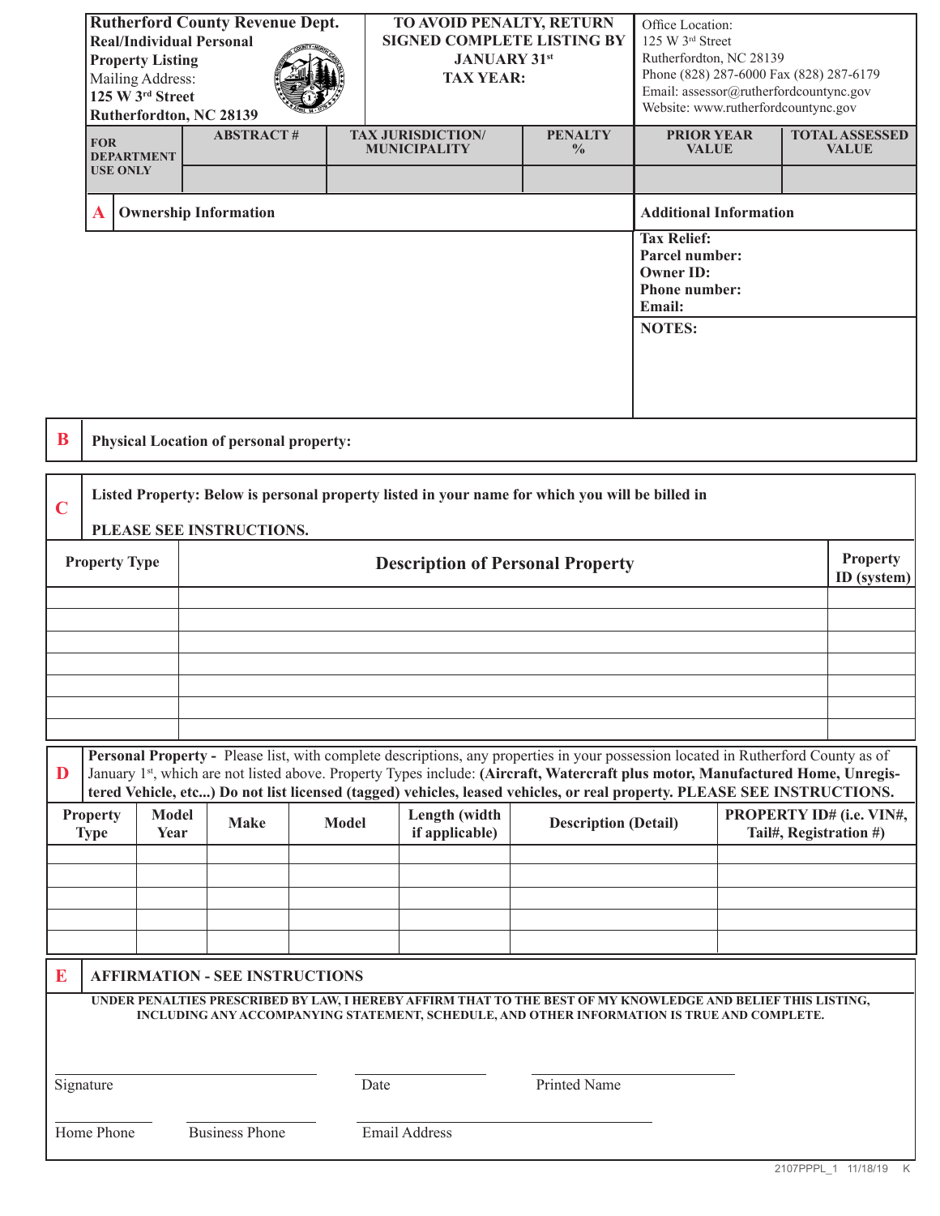**Rutherford County Revenue Dept.**
**Real/Individual Personal Property Listing**
Mailing Address:
**125 W 3rd Street**
**Rutherfordton, NC 28139**

**TO AVOID PENALTY, RETURN SIGNED COMPLETE LISTING BY JANUARY 31st**
**TAX YEAR:**

Office Location:
125 W 3rd Street
Rutherfordton, NC 28139
Phone (828) 287-6000 Fax (828) 287-6179
Email: assessor@rutherfordcountync.gov
Website: www.rutherfordcountync.gov

| **FOR DEPARTMENT USE ONLY** | **ABSTRACT #** | **TAX JURISDICTION/ MUNICIPALITY** | **PENALTY %** | **PRIOR YEAR VALUE** | **TOTAL ASSESSED VALUE** |
|---|---|---|---|---|---|
| | | | | | |

**A Ownership Information**

**Additional Information**

**Tax Relief:**
**Parcel number:**
**Owner ID:**
**Phone number:**
**Email:**

**NOTES:**

**B Physical Location of personal property:**

**C Listed Property: Below is personal property listed in your name for which you will be billed in**

**PLEASE SEE INSTRUCTIONS.**

| Property Type | Description of Personal Property | Property ID (system) |
|---|---|---|
| | | |
| | | |
| | | |
| | | |
| | | |
| | | |
| | | |

**D Personal Property -** Please list, with complete descriptions, any properties in your possession located in Rutherford County as of January 1st, which are not listed above. Property Types include: **(Aircraft, Watercraft plus motor, Manufactured Home, Unregistered Vehicle, etc...) Do not list licensed (tagged) vehicles, leased vehicles, or real property. PLEASE SEE INSTRUCTIONS.**

| Property Type | Model Year | Make | Model | Length (width if applicable) | Description (Detail) | PROPERTY ID# (i.e. VIN#, Tail#, Registration #) |
|---|---|---|---|---|---|---|
| | | | | | | |
| | | | | | | |
| | | | | | | |
| | | | | | | |
| | | | | | | |

**E AFFIRMATION - SEE INSTRUCTIONS**

**UNDER PENALTIES PRESCRIBED BY LAW, I HEREBY AFFIRM THAT TO THE BEST OF MY KNOWLEDGE AND BELIEF THIS LISTING, INCLUDING ANY ACCOMPANYING STATEMENT, SCHEDULE, AND OTHER INFORMATION IS TRUE AND COMPLETE.**

Signature ____________________ Date ____________ Printed Name ____________________

Home Phone ____________ Business Phone ____________ Email Address ____________________

2107PPPL_1 11/18/19 K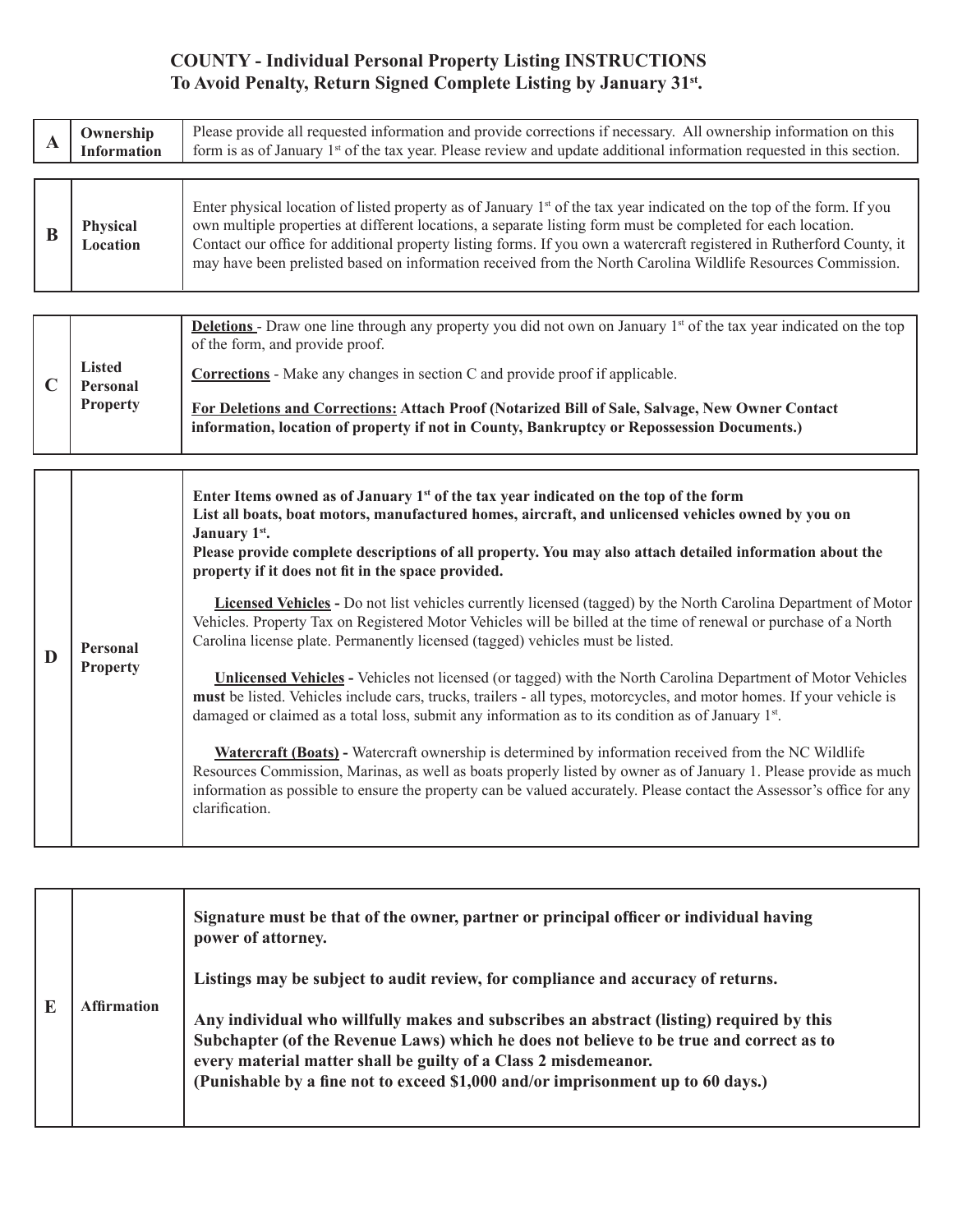# COUNTY - Individual Personal Property Listing INSTRUCTIONS
## To Avoid Penalty, Return Signed Complete Listing by January 31st.

| | | |
|---|---|---|
| **A** | **Ownership Information** | Please provide all requested information and provide corrections if necessary. All ownership information on this form is as of January 1st of the tax year. Please review and update additional information requested in this section. |
| **B** | **Physical Location** | Enter physical location of listed property as of January 1st of the tax year indicated on the top of the form. If you own multiple properties at different locations, a separate listing form must be completed for each location. Contact our office for additional property listing forms. If you own a watercraft registered in Rutherford County, it may have been prelisted based on information received from the North Carolina Wildlife Resources Commission. |
| **C** | **Listed Personal Property** | **<u>Deletions</u>** - Draw one line through any property you did not own on January 1st of the tax year indicated on the top of the form, and provide proof.<br><br>**<u>Corrections</u>** - Make any changes in section C and provide proof if applicable.<br><br>**<u>For Deletions and Corrections:</u> Attach Proof (Notarized Bill of Sale, Salvage, New Owner Contact information, location of property if not in County, Bankruptcy or Repossession Documents.)** |
| **D** | **Personal Property** | **Enter Items owned as of January 1st of the tax year indicated on the top of the form**<br>**List all boats, boat motors, manufactured homes, aircraft, and unlicensed vehicles owned by you on January 1st.**<br>**Please provide complete descriptions of all property. You may also attach detailed information about the property if it does not fit in the space provided.**<br><br>**<u>Licensed Vehicles</u> -** Do not list vehicles currently licensed (tagged) by the North Carolina Department of Motor Vehicles. Property Tax on Registered Motor Vehicles will be billed at the time of renewal or purchase of a North Carolina license plate. Permanently licensed (tagged) vehicles must be listed.<br><br>**<u>Unlicensed Vehicles</u> -** Vehicles not licensed (or tagged) with the North Carolina Department of Motor Vehicles **must** be listed. Vehicles include cars, trucks, trailers - all types, motorcycles, and motor homes. If your vehicle is damaged or claimed as a total loss, submit any information as to its condition as of January 1st.<br><br>**<u>Watercraft (Boats)</u> -** Watercraft ownership is determined by information received from the NC Wildlife Resources Commission, Marinas, as well as boats properly listed by owner as of January 1. Please provide as much information as possible to ensure the property can be valued accurately. Please contact the Assessor's office for any clarification. |
| **E** | **Affirmation** | **Signature must be that of the owner, partner or principal officer or individual having power of attorney.**<br><br>**Listings may be subject to audit review, for compliance and accuracy of returns.**<br><br>**Any individual who willfully makes and subscribes an abstract (listing) required by this Subchapter (of the Revenue Laws) which he does not believe to be true and correct as to every material matter shall be guilty of a Class 2 misdemeanor.**<br>**(Punishable by a fine not to exceed $1,000 and/or imprisonment up to 60 days.)** |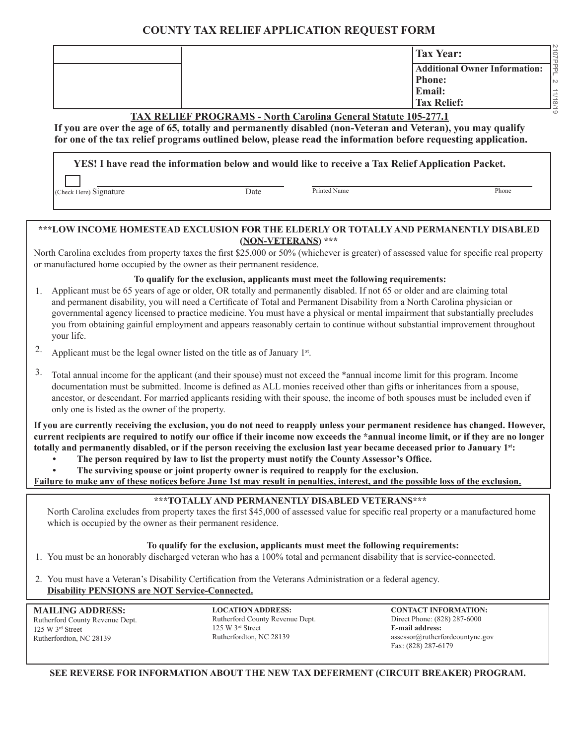# COUNTY TAX RELIEF APPLICATION REQUEST FORM

| | | |
|---|---|---|
| | | **Tax Year:** |
| | | **Additional Owner Information:** **Phone:** **Email:** **Tax Relief:** |

2107PPPL_2 11/18/19

## TAX RELIEF PROGRAMS - North Carolina General Statute 105-277.1

**If you are over the age of 65, totally and permanently disabled (non-Veteran and Veteran), you may qualify for one of the tax relief programs outlined below, please read the information before requesting application.**

**YES! I have read the information below and would like to receive a Tax Relief Application Packet.**

☐ (Check Here) Signature ____________________ Date ____________________ Printed Name ____________________ Phone ____________________

### \*\*\*LOW INCOME HOMESTEAD EXCLUSION FOR THE ELDERLY OR TOTALLY AND PERMANENTLY DISABLED (NON-VETERANS) \*\*\*

North Carolina excludes from property taxes the first $25,000 or 50% (whichever is greater) of assessed value for specific real property or manufactured home occupied by the owner as their permanent residence.

**To qualify for the exclusion, applicants must meet the following requirements:**

1. Applicant must be 65 years of age or older, OR totally and permanently disabled. If not 65 or older and are claiming total and permanent disability, you will need a Certificate of Total and Permanent Disability from a North Carolina physician or governmental agency licensed to practice medicine. You must have a physical or mental impairment that substantially precludes you from obtaining gainful employment and appears reasonably certain to continue without substantial improvement throughout your life.
2. Applicant must be the legal owner listed on the title as of January 1st.
3. Total annual income for the applicant (and their spouse) must not exceed the *annual income limit for this program. Income documentation must be submitted. Income is defined as ALL monies received other than gifts or inheritances from a spouse, ancestor, or descendant. For married applicants residing with their spouse, the income of both spouses must be included even if only one is listed as the owner of the property.

**If you are currently receiving the exclusion, you do not need to reapply unless your permanent residence has changed. However, current recipients are required to notify our office if their income now exceeds the *annual income limit, or if they are no longer totally and permanently disabled, or if the person receiving the exclusion last year became deceased prior to January 1st:**

- **The person required by law to list the property must notify the County Assessor's Office.**
- **The surviving spouse or joint property owner is required to reapply for the exclusion.**

**Failure to make any of these notices before June 1st may result in penalties, interest, and the possible loss of the exclusion.**

### \*\*\*TOTALLY AND PERMANENTLY DISABLED VETERANS\*\*\*

North Carolina excludes from property taxes the first $45,000 of assessed value for specific real property or a manufactured home which is occupied by the owner as their permanent residence.

**To qualify for the exclusion, applicants must meet the following requirements:**

1. You must be an honorably discharged veteran who has a 100% total and permanent disability that is service-connected.
2. You must have a Veteran's Disability Certification from the Veterans Administration or a federal agency. **Disability PENSIONS are NOT Service-Connected.**

**MAILING ADDRESS:**
Rutherford County Revenue Dept.
125 W 3rd Street
Rutherfordton, NC 28139

**LOCATION ADDRESS:**
Rutherford County Revenue Dept.
125 W 3rd Street
Rutherfordton, NC 28139

**CONTACT INFORMATION:**
Direct Phone: (828) 287-6000
**E-mail address:**
assessor@rutherfordcountync.gov
Fax: (828) 287-6179

**SEE REVERSE FOR INFORMATION ABOUT THE NEW TAX DEFERMENT (CIRCUIT BREAKER) PROGRAM.**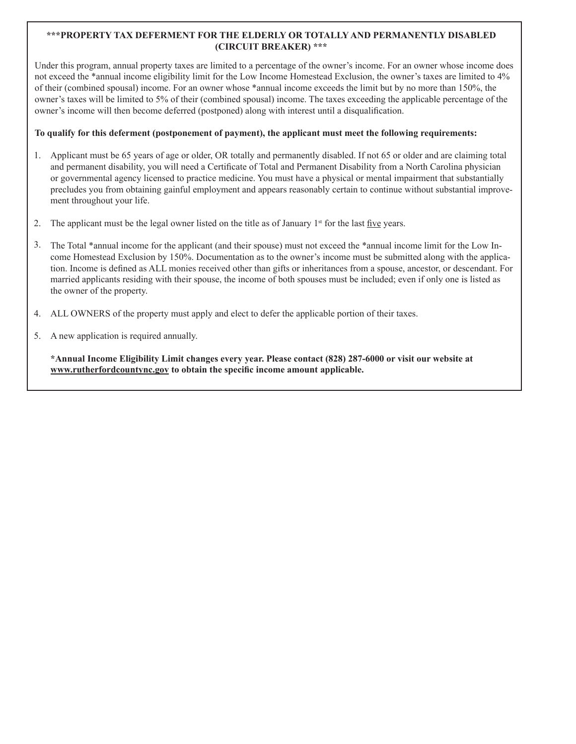## ***PROPERTY TAX DEFERMENT FOR THE ELDERLY OR TOTALLY AND PERMANENTLY DISABLED (CIRCUIT BREAKER) ***

Under this program, annual property taxes are limited to a percentage of the owner's income. For an owner whose income does not exceed the *annual income eligibility limit for the Low Income Homestead Exclusion, the owner's taxes are limited to 4% of their (combined spousal) income. For an owner whose *annual income exceeds the limit but by no more than 150%, the owner's taxes will be limited to 5% of their (combined spousal) income. The taxes exceeding the applicable percentage of the owner's income will then become deferred (postponed) along with interest until a disqualification.

**To qualify for this deferment (postponement of payment), the applicant must meet the following requirements:**

1. Applicant must be 65 years of age or older, OR totally and permanently disabled. If not 65 or older and are claiming total and permanent disability, you will need a Certificate of Total and Permanent Disability from a North Carolina physician or governmental agency licensed to practice medicine. You must have a physical or mental impairment that substantially precludes you from obtaining gainful employment and appears reasonably certain to continue without substantial improvement throughout your life.
2. The applicant must be the legal owner listed on the title as of January 1st for the last five years.
3. The Total *annual income for the applicant (and their spouse) must not exceed the *annual income limit for the Low Income Homestead Exclusion by 150%. Documentation as to the owner's income must be submitted along with the application. Income is defined as ALL monies received other than gifts or inheritances from a spouse, ancestor, or descendant. For married applicants residing with their spouse, the income of both spouses must be included; even if only one is listed as the owner of the property.
4. ALL OWNERS of the property must apply and elect to defer the applicable portion of their taxes.
5. A new application is required annually.

**\*Annual Income Eligibility Limit changes every year. Please contact (828) 287-6000 or visit our website at www.rutherfordcountync.gov to obtain the specific income amount applicable.**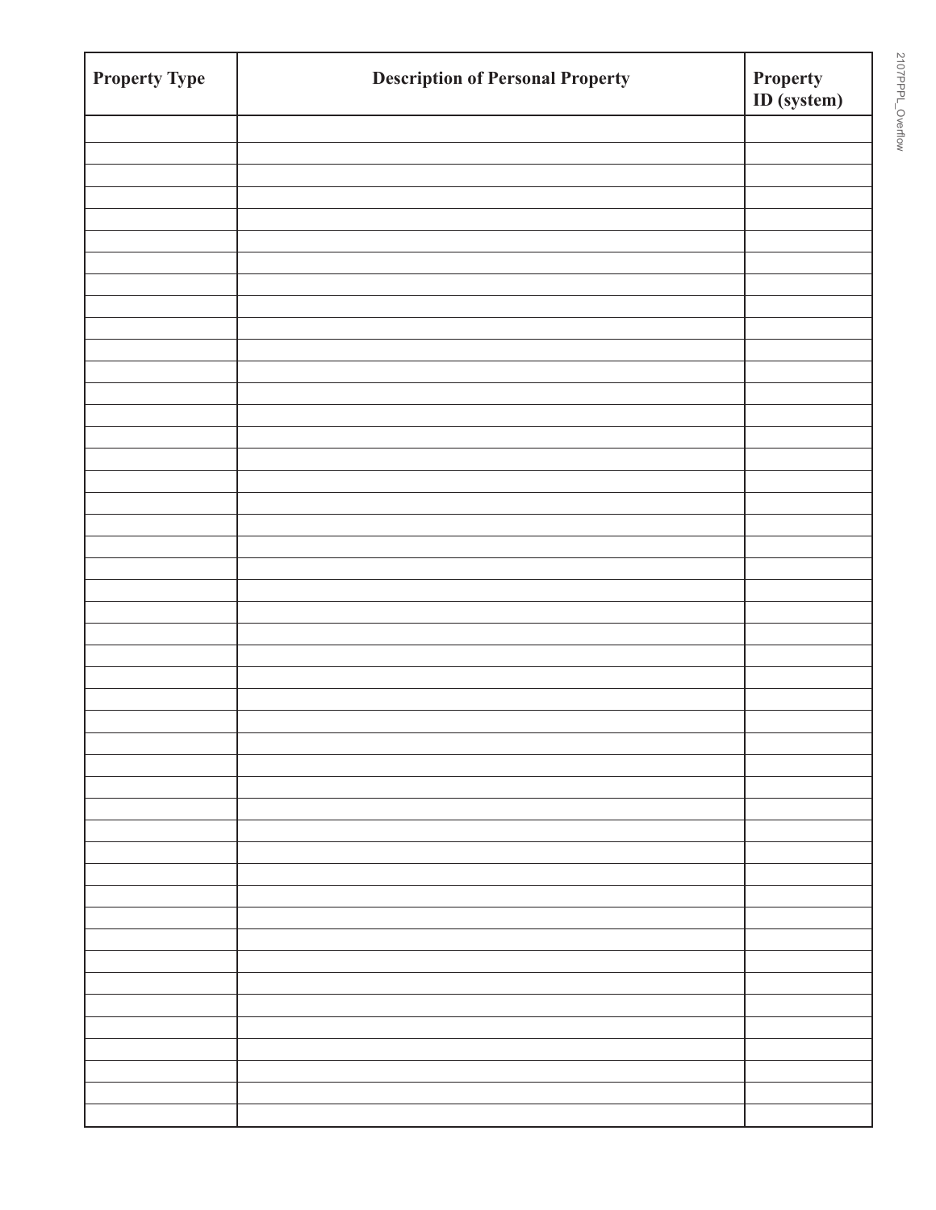| Property Type | Description of Personal Property | Property ID (system) |
|---|---|---|
| | | |
| | | |
| | | |
| | | |
| | | |
| | | |
| | | |
| | | |
| | | |
| | | |
| | | |
| | | |
| | | |
| | | |
| | | |
| | | |
| | | |
| | | |
| | | |
| | | |
| | | |
| | | |
| | | |
| | | |
| | | |
| | | |
| | | |
| | | |
| | | |
| | | |
| | | |
| | | |
| | | |
| | | |
| | | |
| | | |
| | | |
| | | |
| | | |
| | | |
| | | |
| | | |
| | | |
| | | |
| | | |
| | | |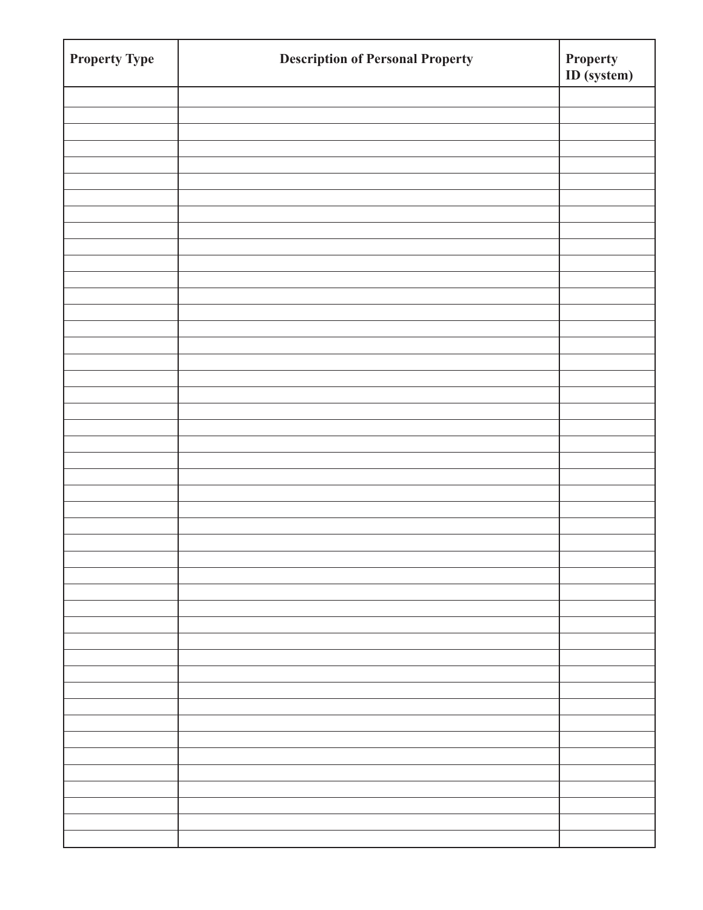| Property Type | Description of Personal Property | Property ID (system) |
|---|---|---|
| | | |
| | | |
| | | |
| | | |
| | | |
| | | |
| | | |
| | | |
| | | |
| | | |
| | | |
| | | |
| | | |
| | | |
| | | |
| | | |
| | | |
| | | |
| | | |
| | | |
| | | |
| | | |
| | | |
| | | |
| | | |
| | | |
| | | |
| | | |
| | | |
| | | |
| | | |
| | | |
| | | |
| | | |
| | | |
| | | |
| | | |
| | | |
| | | |
| | | |
| | | |
| | | |
| | | |
| | | |
| | | |
| | | |